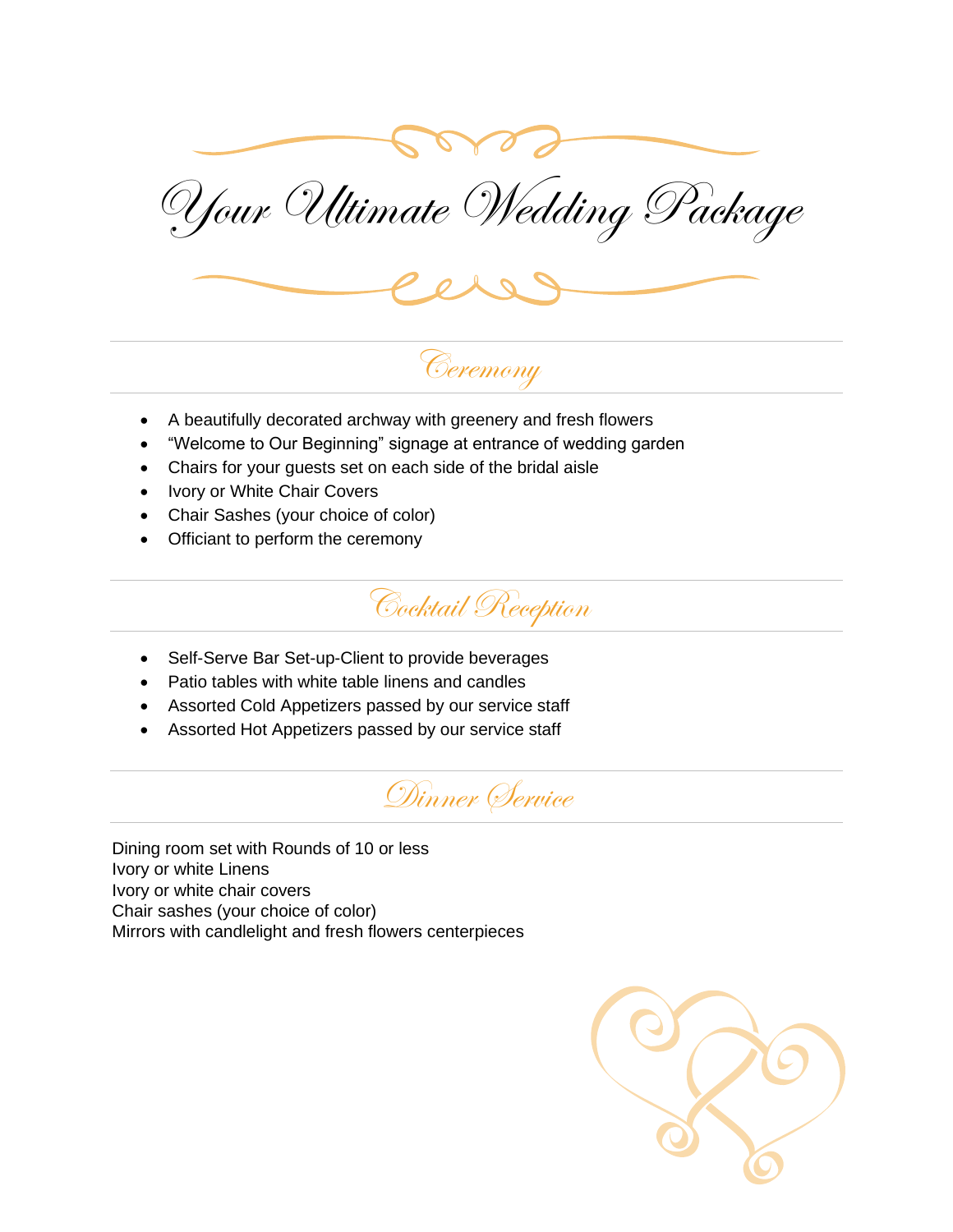# Your Ultimate Wedding Package

## Ceremony

- A beautifully decorated archway with greenery and fresh flowers
- "Welcome to Our Beginning" signage at entrance of wedding garden
- Chairs for your guests set on each side of the bridal aisle
- Ivory or White Chair Covers
- Chair Sashes (your choice of color)
- Officiant to perform the ceremony

## Cocktail Reception

- Self-Serve Bar Set-up-Client to provide beverages
- Patio tables with white table linens and candles
- Assorted Cold Appetizers passed by our service staff
- Assorted Hot Appetizers passed by our service staff

## Dinner Service

Dining room set with Rounds of 10 or less
Ivory or white Linens
Ivory or white chair covers
Chair sashes (your choice of color)
Mirrors with candlelight and fresh flowers centerpieces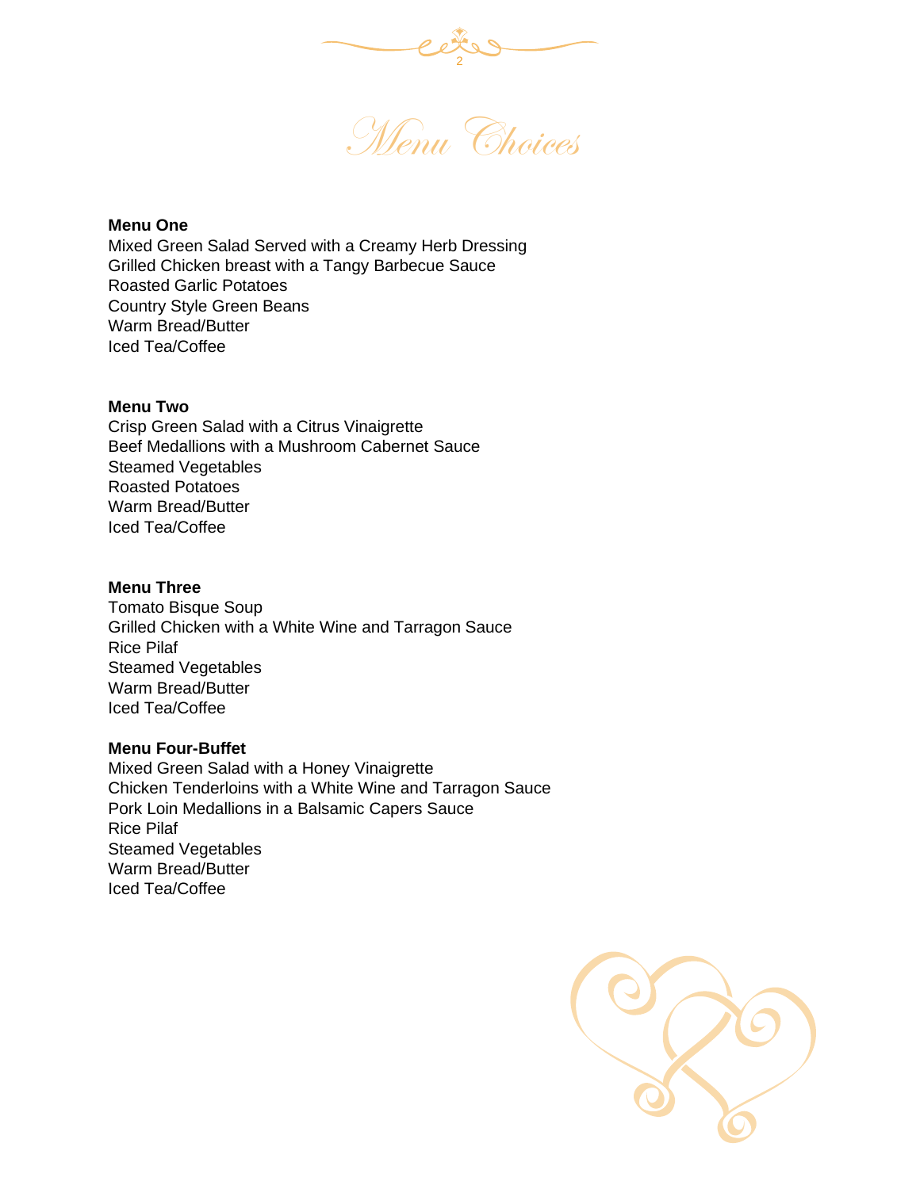# Menu Choices

**Menu One**
Mixed Green Salad Served with a Creamy Herb Dressing
Grilled Chicken breast with a Tangy Barbecue Sauce
Roasted Garlic Potatoes
Country Style Green Beans
Warm Bread/Butter
Iced Tea/Coffee

**Menu Two**
Crisp Green Salad with a Citrus Vinaigrette
Beef Medallions with a Mushroom Cabernet Sauce
Steamed Vegetables
Roasted Potatoes
Warm Bread/Butter
Iced Tea/Coffee

**Menu Three**
Tomato Bisque Soup
Grilled Chicken with a White Wine and Tarragon Sauce
Rice Pilaf
Steamed Vegetables
Warm Bread/Butter
Iced Tea/Coffee

**Menu Four-Buffet**
Mixed Green Salad with a Honey Vinaigrette
Chicken Tenderloins with a White Wine and Tarragon Sauce
Pork Loin Medallions in a Balsamic Capers Sauce
Rice Pilaf
Steamed Vegetables
Warm Bread/Butter
Iced Tea/Coffee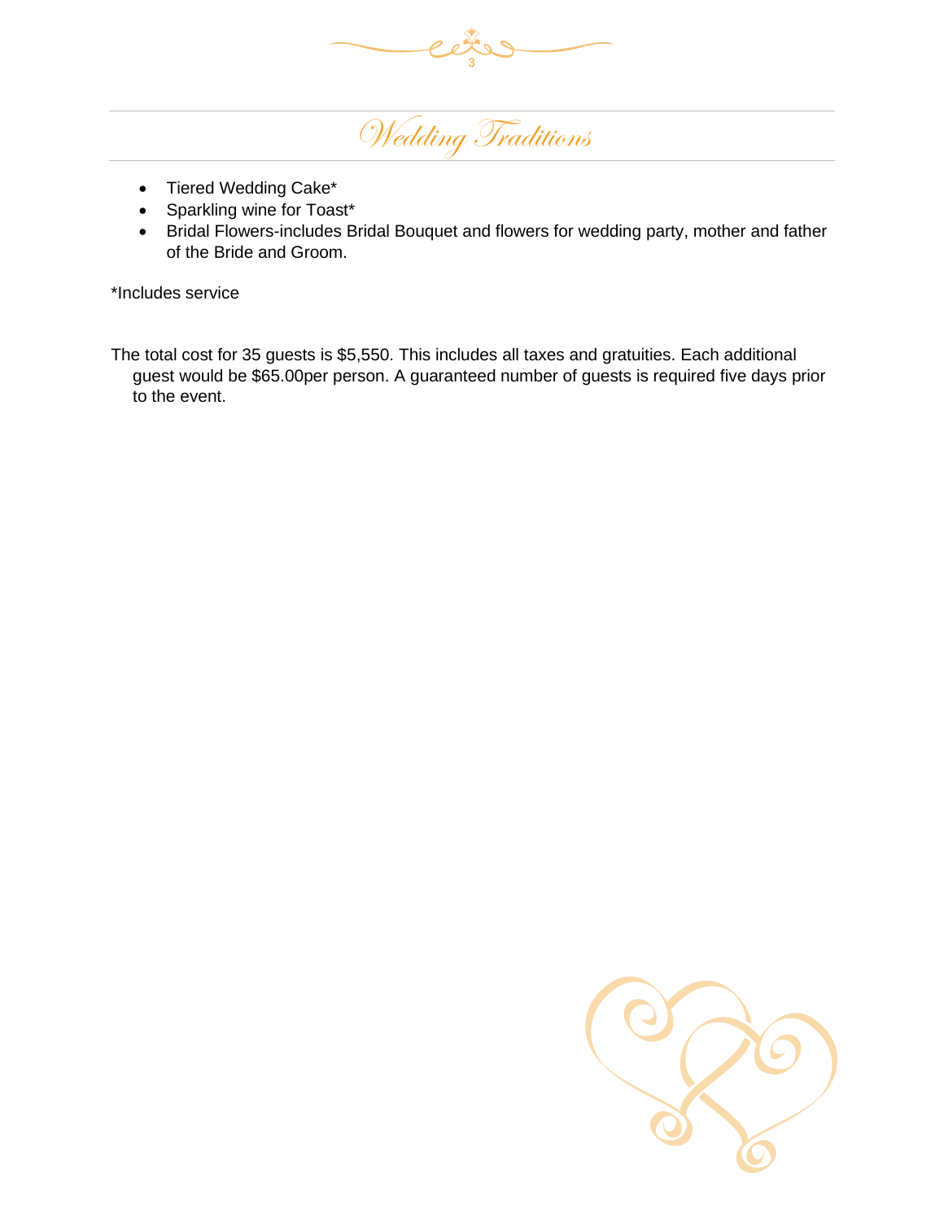## Wedding Traditions

- Tiered Wedding Cake*
- Sparkling wine for Toast*
- Bridal Flowers-includes Bridal Bouquet and flowers for wedding party, mother and father of the Bride and Groom.

*Includes service

The total cost for 35 guests is $5,550. This includes all taxes and gratuities. Each additional guest would be $65.00per person. A guaranteed number of guests is required five days prior to the event.